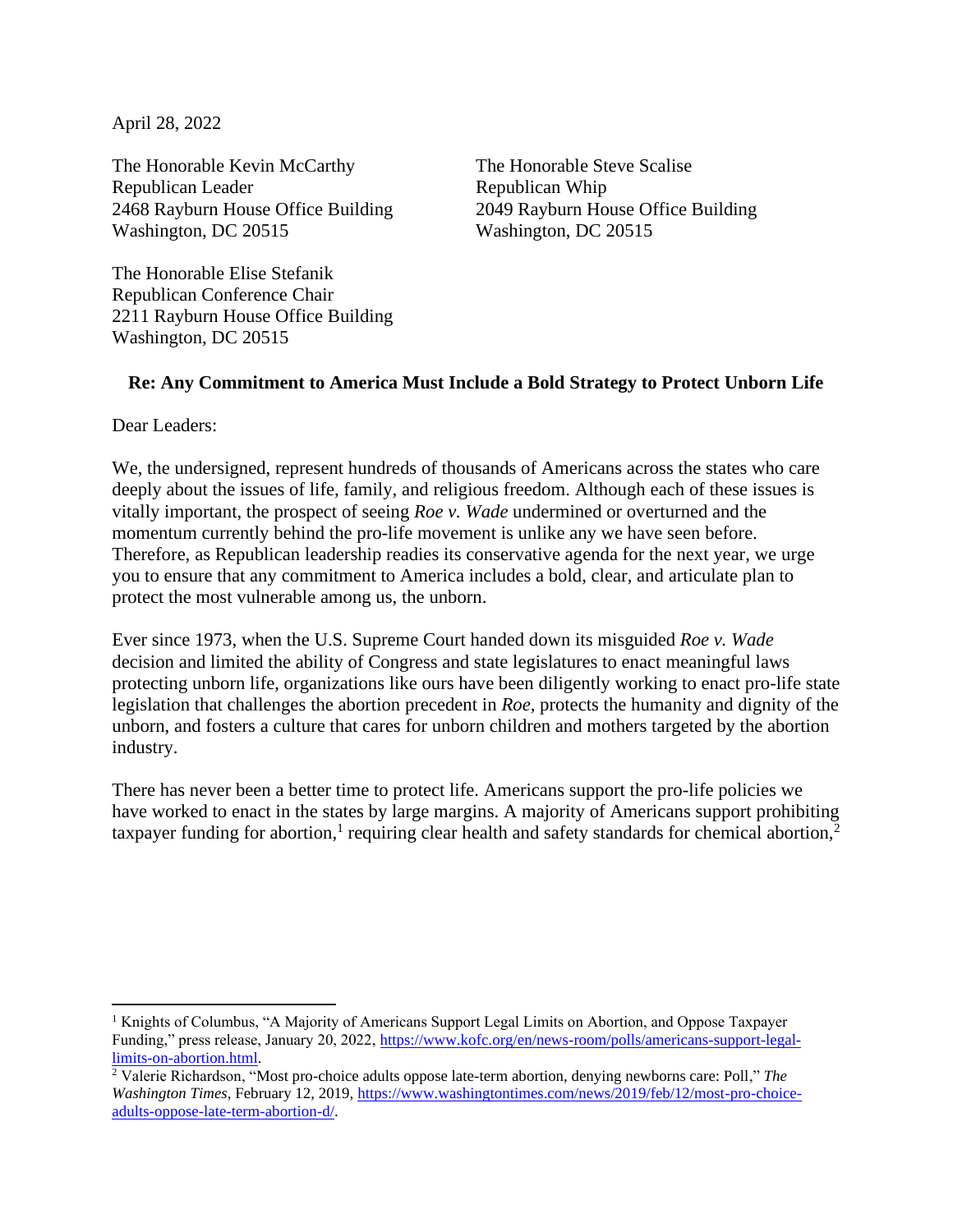April 28, 2022

The Honorable Kevin McCarthy
Republican Leader
2468 Rayburn House Office Building
Washington, DC 20515

The Honorable Steve Scalise
Republican Whip
2049 Rayburn House Office Building
Washington, DC 20515

The Honorable Elise Stefanik
Republican Conference Chair
2211 Rayburn House Office Building
Washington, DC 20515

**Re: Any Commitment to America Must Include a Bold Strategy to Protect Unborn Life**

Dear Leaders:

We, the undersigned, represent hundreds of thousands of Americans across the states who care deeply about the issues of life, family, and religious freedom. Although each of these issues is vitally important, the prospect of seeing *Roe v. Wade* undermined or overturned and the momentum currently behind the pro-life movement is unlike any we have seen before. Therefore, as Republican leadership readies its conservative agenda for the next year, we urge you to ensure that any commitment to America includes a bold, clear, and articulate plan to protect the most vulnerable among us, the unborn.

Ever since 1973, when the U.S. Supreme Court handed down its misguided *Roe v. Wade* decision and limited the ability of Congress and state legislatures to enact meaningful laws protecting unborn life, organizations like ours have been diligently working to enact pro-life state legislation that challenges the abortion precedent in *Roe*, protects the humanity and dignity of the unborn, and fosters a culture that cares for unborn children and mothers targeted by the abortion industry.

There has never been a better time to protect life. Americans support the pro-life policies we have worked to enact in the states by large margins. A majority of Americans support prohibiting taxpayer funding for abortion,[1] requiring clear health and safety standards for chemical abortion,[2]

---

[1] Knights of Columbus, "A Majority of Americans Support Legal Limits on Abortion, and Oppose Taxpayer Funding," press release, January 20, 2022, https://www.kofc.org/en/news-room/polls/americans-support-legal-limits-on-abortion.html.

[2] Valerie Richardson, "Most pro-choice adults oppose late-term abortion, denying newborns care: Poll," *The Washington Times*, February 12, 2019, https://www.washingtontimes.com/news/2019/feb/12/most-pro-choice-adults-oppose-late-term-abortion-d/.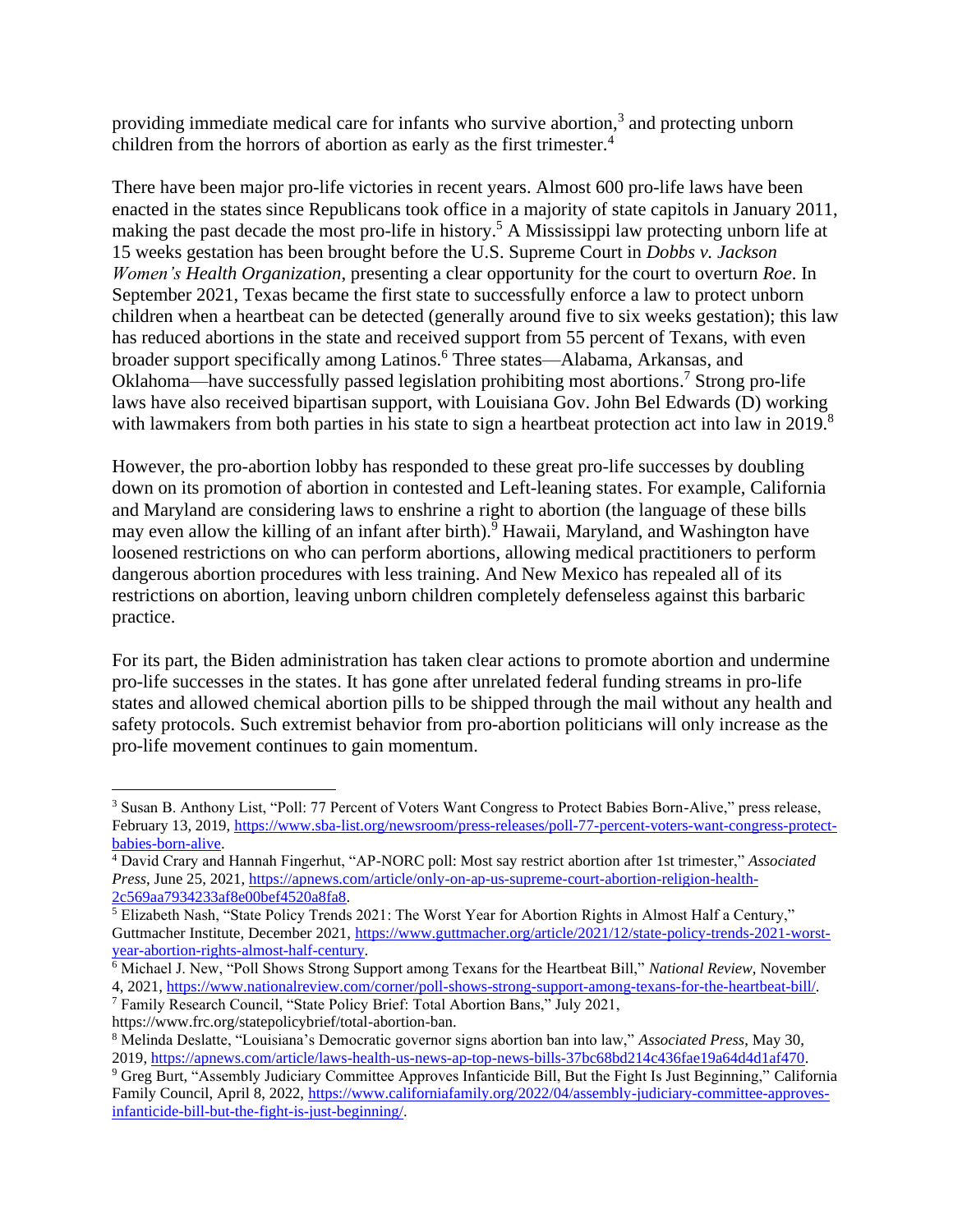providing immediate medical care for infants who survive abortion,[3] and protecting unborn children from the horrors of abortion as early as the first trimester.[4]

There have been major pro-life victories in recent years. Almost 600 pro-life laws have been enacted in the states since Republicans took office in a majority of state capitols in January 2011, making the past decade the most pro-life in history.[5] A Mississippi law protecting unborn life at 15 weeks gestation has been brought before the U.S. Supreme Court in *Dobbs v. Jackson Women's Health Organization*, presenting a clear opportunity for the court to overturn *Roe*. In September 2021, Texas became the first state to successfully enforce a law to protect unborn children when a heartbeat can be detected (generally around five to six weeks gestation); this law has reduced abortions in the state and received support from 55 percent of Texans, with even broader support specifically among Latinos.[6] Three states—Alabama, Arkansas, and Oklahoma—have successfully passed legislation prohibiting most abortions.[7] Strong pro-life laws have also received bipartisan support, with Louisiana Gov. John Bel Edwards (D) working with lawmakers from both parties in his state to sign a heartbeat protection act into law in 2019.[8]

However, the pro-abortion lobby has responded to these great pro-life successes by doubling down on its promotion of abortion in contested and Left-leaning states. For example, California and Maryland are considering laws to enshrine a right to abortion (the language of these bills may even allow the killing of an infant after birth).[9] Hawaii, Maryland, and Washington have loosened restrictions on who can perform abortions, allowing medical practitioners to perform dangerous abortion procedures with less training. And New Mexico has repealed all of its restrictions on abortion, leaving unborn children completely defenseless against this barbaric practice.

For its part, the Biden administration has taken clear actions to promote abortion and undermine pro-life successes in the states. It has gone after unrelated federal funding streams in pro-life states and allowed chemical abortion pills to be shipped through the mail without any health and safety protocols. Such extremist behavior from pro-abortion politicians will only increase as the pro-life movement continues to gain momentum.

---

[3] Susan B. Anthony List, "Poll: 77 Percent of Voters Want Congress to Protect Babies Born-Alive," press release, February 13, 2019, https://www.sba-list.org/newsroom/press-releases/poll-77-percent-voters-want-congress-protect-babies-born-alive.

[4] David Crary and Hannah Fingerhut, "AP-NORC poll: Most say restrict abortion after 1st trimester," *Associated Press*, June 25, 2021, https://apnews.com/article/only-on-ap-us-supreme-court-abortion-religion-health-2c569aa7934233af8e00bef4520a8fa8.

[5] Elizabeth Nash, "State Policy Trends 2021: The Worst Year for Abortion Rights in Almost Half a Century," Guttmacher Institute, December 2021, https://www.guttmacher.org/article/2021/12/state-policy-trends-2021-worst-year-abortion-rights-almost-half-century.

[6] Michael J. New, "Poll Shows Strong Support among Texans for the Heartbeat Bill," *National Review*, November 4, 2021, https://www.nationalreview.com/corner/poll-shows-strong-support-among-texans-for-the-heartbeat-bill/.

[7] Family Research Council, "State Policy Brief: Total Abortion Bans," July 2021, https://www.frc.org/statepolicybrief/total-abortion-ban.

[8] Melinda Deslatte, "Louisiana's Democratic governor signs abortion ban into law," *Associated Press*, May 30, 2019, https://apnews.com/article/laws-health-us-news-ap-top-news-bills-37bc68bd214c436fae19a64d4d1af470.

[9] Greg Burt, "Assembly Judiciary Committee Approves Infanticide Bill, But the Fight Is Just Beginning," California Family Council, April 8, 2022, https://www.californiafamily.org/2022/04/assembly-judiciary-committee-approves-infanticide-bill-but-the-fight-is-just-beginning/.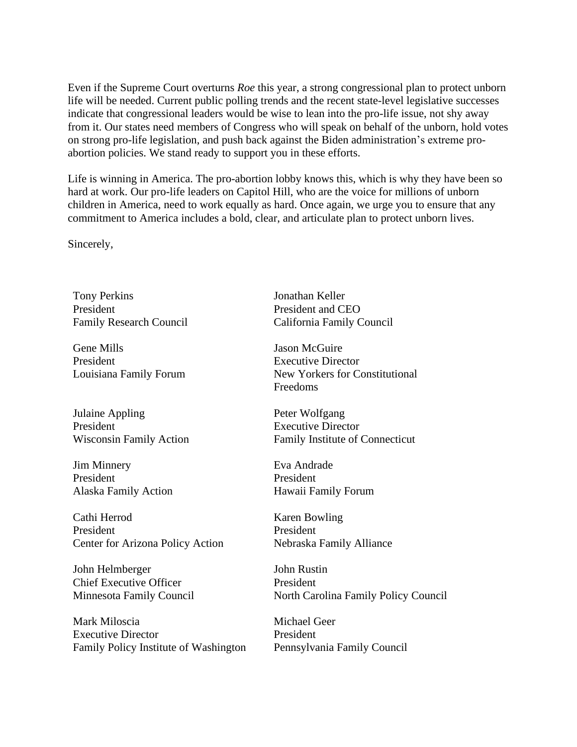Even if the Supreme Court overturns *Roe* this year, a strong congressional plan to protect unborn life will be needed. Current public polling trends and the recent state-level legislative successes indicate that congressional leaders would be wise to lean into the pro-life issue, not shy away from it. Our states need members of Congress who will speak on behalf of the unborn, hold votes on strong pro-life legislation, and push back against the Biden administration's extreme pro-abortion policies. We stand ready to support you in these efforts.

Life is winning in America. The pro-abortion lobby knows this, which is why they have been so hard at work. Our pro-life leaders on Capitol Hill, who are the voice for millions of unborn children in America, need to work equally as hard. Once again, we urge you to ensure that any commitment to America includes a bold, clear, and articulate plan to protect unborn lives.

Sincerely,

Tony Perkins
President
Family Research Council

Jonathan Keller
President and CEO
California Family Council

Gene Mills
President
Louisiana Family Forum

Jason McGuire
Executive Director
New Yorkers for Constitutional Freedoms

Julaine Appling
President
Wisconsin Family Action

Peter Wolfgang
Executive Director
Family Institute of Connecticut

Jim Minnery
President
Alaska Family Action

Eva Andrade
President
Hawaii Family Forum

Cathi Herrod
President
Center for Arizona Policy Action

Karen Bowling
President
Nebraska Family Alliance

John Helmberger
Chief Executive Officer
Minnesota Family Council

John Rustin
President
North Carolina Family Policy Council

Mark Miloscia
Executive Director
Family Policy Institute of Washington

Michael Geer
President
Pennsylvania Family Council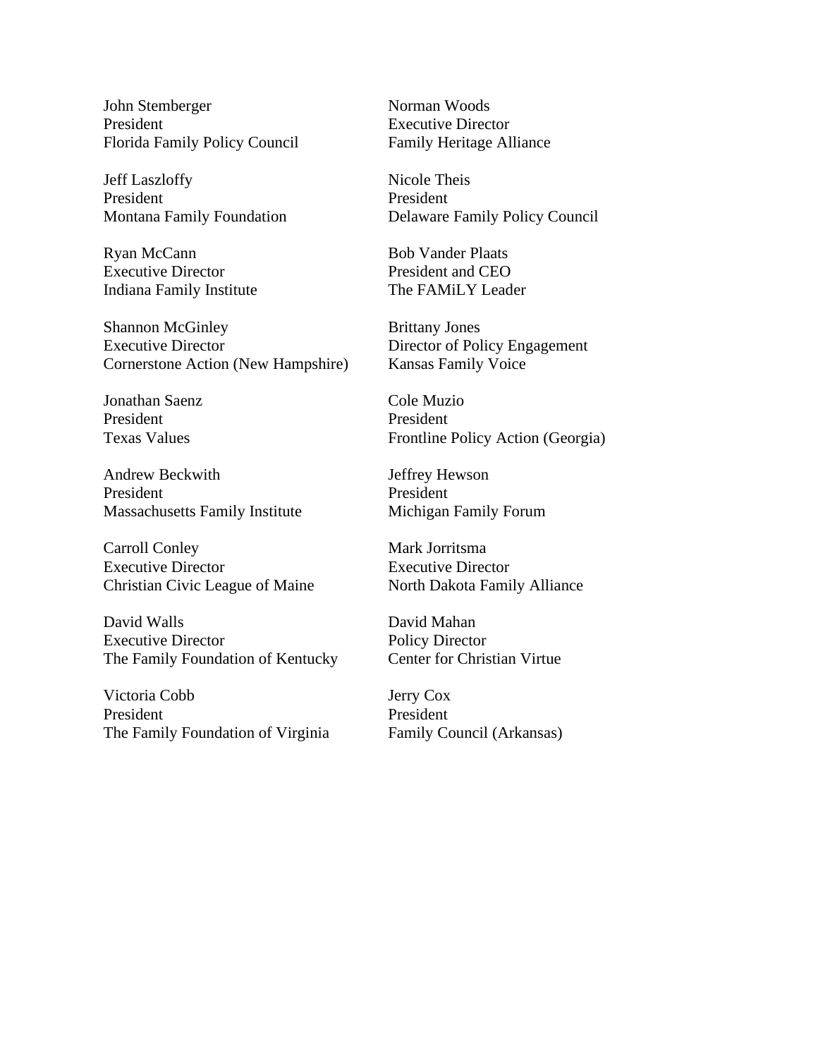John Stemberger
President
Florida Family Policy Council

Jeff Laszloffy
President
Montana Family Foundation

Ryan McCann
Executive Director
Indiana Family Institute

Shannon McGinley
Executive Director
Cornerstone Action (New Hampshire)

Jonathan Saenz
President
Texas Values

Andrew Beckwith
President
Massachusetts Family Institute

Carroll Conley
Executive Director
Christian Civic League of Maine

David Walls
Executive Director
The Family Foundation of Kentucky

Victoria Cobb
President
The Family Foundation of Virginia

Norman Woods
Executive Director
Family Heritage Alliance

Nicole Theis
President
Delaware Family Policy Council

Bob Vander Plaats
President and CEO
The FAMiLY Leader

Brittany Jones
Director of Policy Engagement
Kansas Family Voice

Cole Muzio
President
Frontline Policy Action (Georgia)

Jeffrey Hewson
President
Michigan Family Forum

Mark Jorritsma
Executive Director
North Dakota Family Alliance

David Mahan
Policy Director
Center for Christian Virtue

Jerry Cox
President
Family Council (Arkansas)